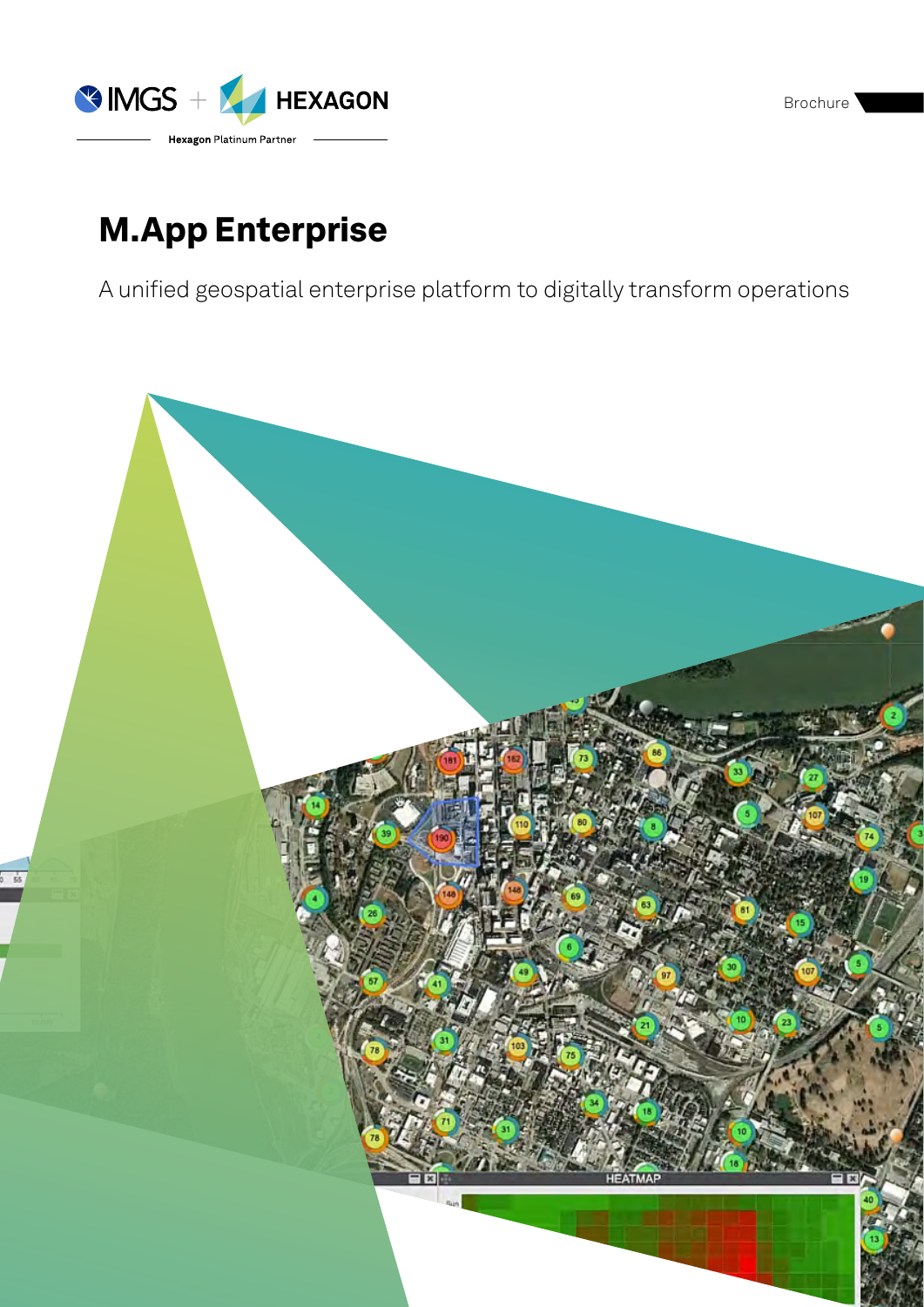IMGS + HEXAGON

Hexagon Platinum Partner

Brochure

# M.App Enterprise

A unified geospatial enterprise platform to digitally transform operations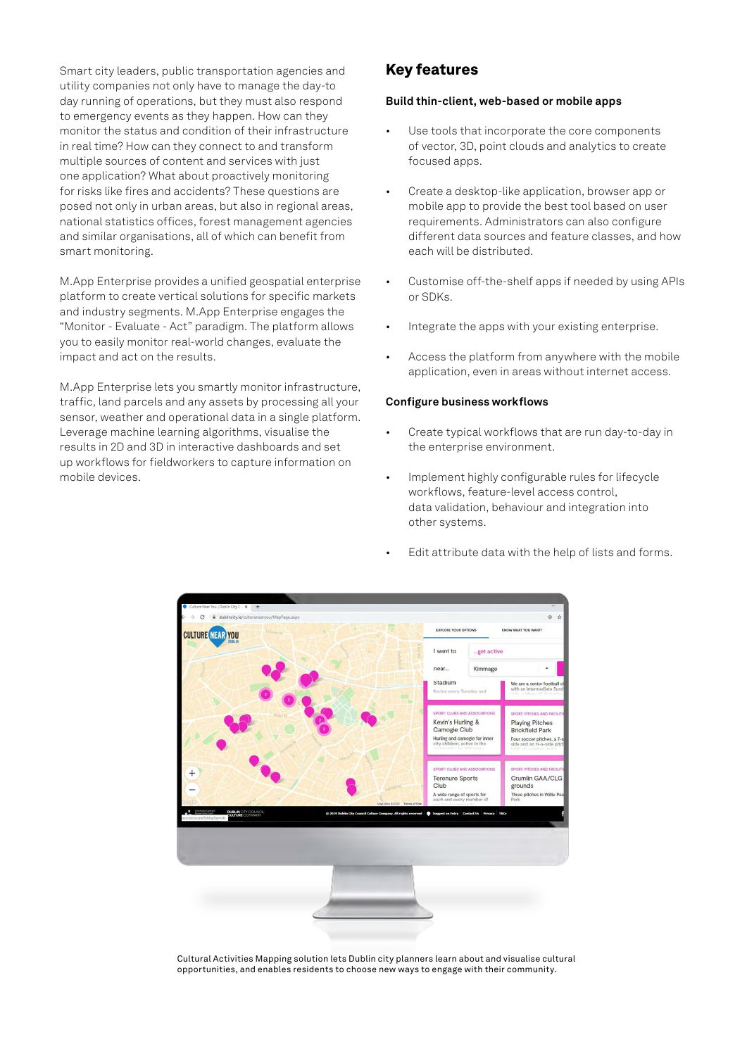Smart city leaders, public transportation agencies and utility companies not only have to manage the day-to day running of operations, but they must also respond to emergency events as they happen. How can they monitor the status and condition of their infrastructure in real time? How can they connect to and transform multiple sources of content and services with just one application? What about proactively monitoring for risks like fires and accidents? These questions are posed not only in urban areas, but also in regional areas, national statistics offices, forest management agencies and similar organisations, all of which can benefit from smart monitoring.

M.App Enterprise provides a unified geospatial enterprise platform to create vertical solutions for specific markets and industry segments. M.App Enterprise engages the "Monitor - Evaluate - Act" paradigm. The platform allows you to easily monitor real-world changes, evaluate the impact and act on the results.

M.App Enterprise lets you smartly monitor infrastructure, traffic, land parcels and any assets by processing all your sensor, weather and operational data in a single platform. Leverage machine learning algorithms, visualise the results in 2D and 3D in interactive dashboards and set up workflows for fieldworkers to capture information on mobile devices.

# Key features

### Build thin-client, web-based or mobile apps

- Use tools that incorporate the core components of vector, 3D, point clouds and analytics to create focused apps.
- Create a desktop-like application, browser app or mobile app to provide the best tool based on user requirements. Administrators can also configure different data sources and feature classes, and how each will be distributed.
- Customise off-the-shelf apps if needed by using APIs or SDKs.
- Integrate the apps with your existing enterprise.
- Access the platform from anywhere with the mobile application, even in areas without internet access.

### Configure business workflows

- Create typical workflows that are run day-to-day in the enterprise environment.
- Implement highly configurable rules for lifecycle workflows, feature-level access control, data validation, behaviour and integration into other systems.
- Edit attribute data with the help of lists and forms.

Cultural Activities Mapping solution lets Dublin city planners learn about and visualise cultural opportunities, and enables residents to choose new ways to engage with their community.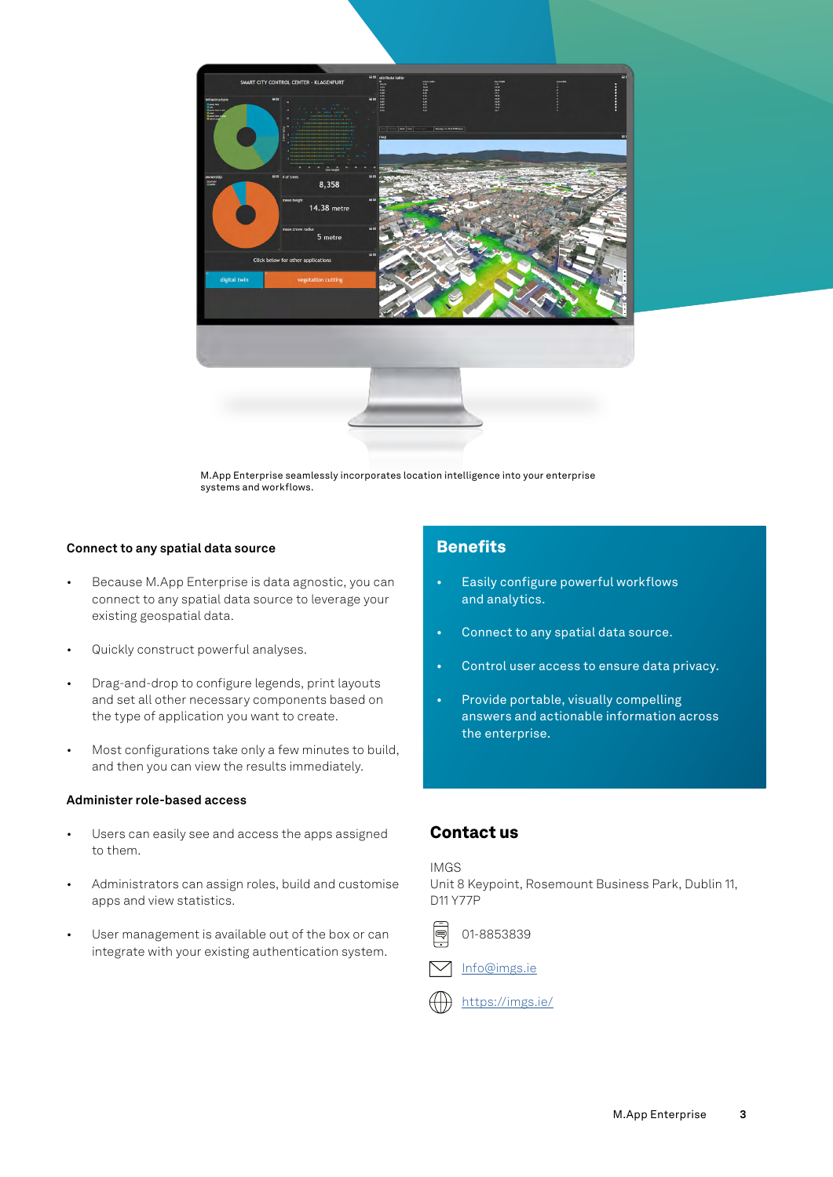M.App Enterprise seamlessly incorporates location intelligence into your enterprise systems and workflows.

### Connect to any spatial data source

- Because M.App Enterprise is data agnostic, you can connect to any spatial data source to leverage your existing geospatial data.
- Quickly construct powerful analyses.
- Drag-and-drop to configure legends, print layouts and set all other necessary components based on the type of application you want to create.
- Most configurations take only a few minutes to build, and then you can view the results immediately.

### Administer role-based access

- Users can easily see and access the apps assigned to them.
- Administrators can assign roles, build and customise apps and view statistics.
- User management is available out of the box or can integrate with your existing authentication system.

## Benefits

- Easily configure powerful workflows and analytics.
- Connect to any spatial data source.
- Control user access to ensure data privacy.
- Provide portable, visually compelling answers and actionable information across the enterprise.

## Contact us

IMGS
Unit 8 Keypoint, Rosemount Business Park, Dublin 11, D11 Y77P

01-8853839

Info@imgs.ie

https://imgs.ie/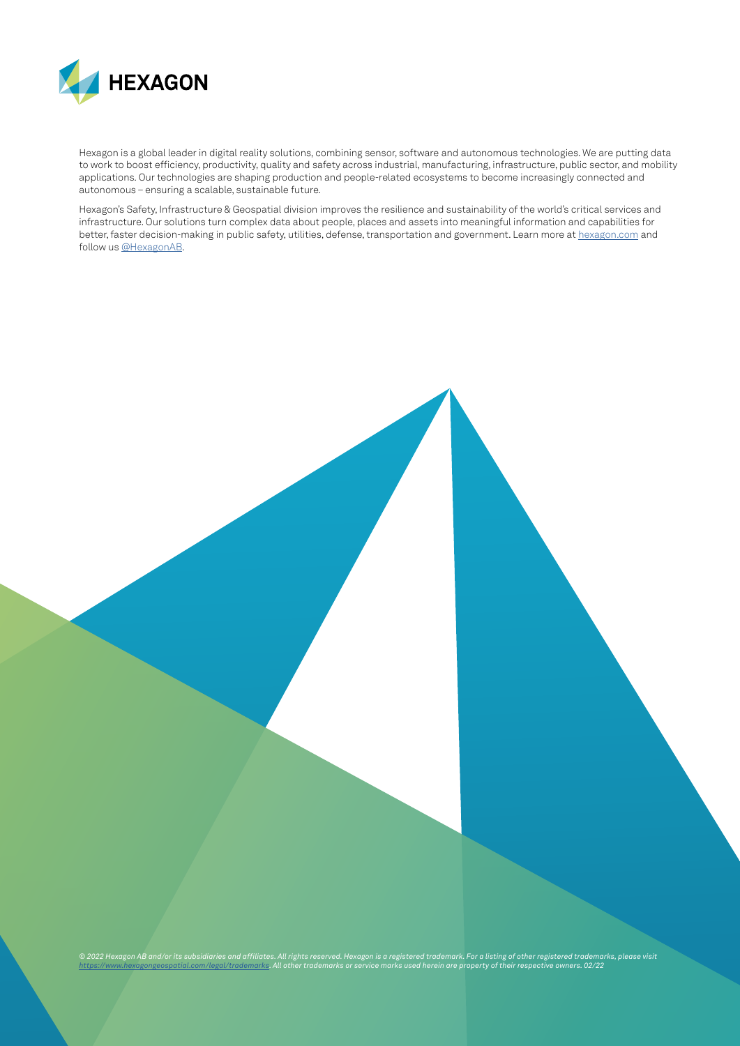HEXAGON

Hexagon is a global leader in digital reality solutions, combining sensor, software and autonomous technologies. We are putting data to work to boost efficiency, productivity, quality and safety across industrial, manufacturing, infrastructure, public sector, and mobility applications. Our technologies are shaping production and people-related ecosystems to become increasingly connected and autonomous – ensuring a scalable, sustainable future.

Hexagon's Safety, Infrastructure & Geospatial division improves the resilience and sustainability of the world's critical services and infrastructure. Our solutions turn complex data about people, places and assets into meaningful information and capabilities for better, faster decision-making in public safety, utilities, defense, transportation and government. Learn more at [hexagon.com](https://hexagon.com) and follow us [@HexagonAB](https://twitter.com/HexagonAB).

*© 2022 Hexagon AB and/or its subsidiaries and affiliates. All rights reserved. Hexagon is a registered trademark. For a listing of other registered trademarks, please visit [https://www.hexagongeospatial.com/legal/trademarks](https://www.hexagongeospatial.com/legal/trademarks). All other trademarks or service marks used herein are property of their respective owners. 02/22*